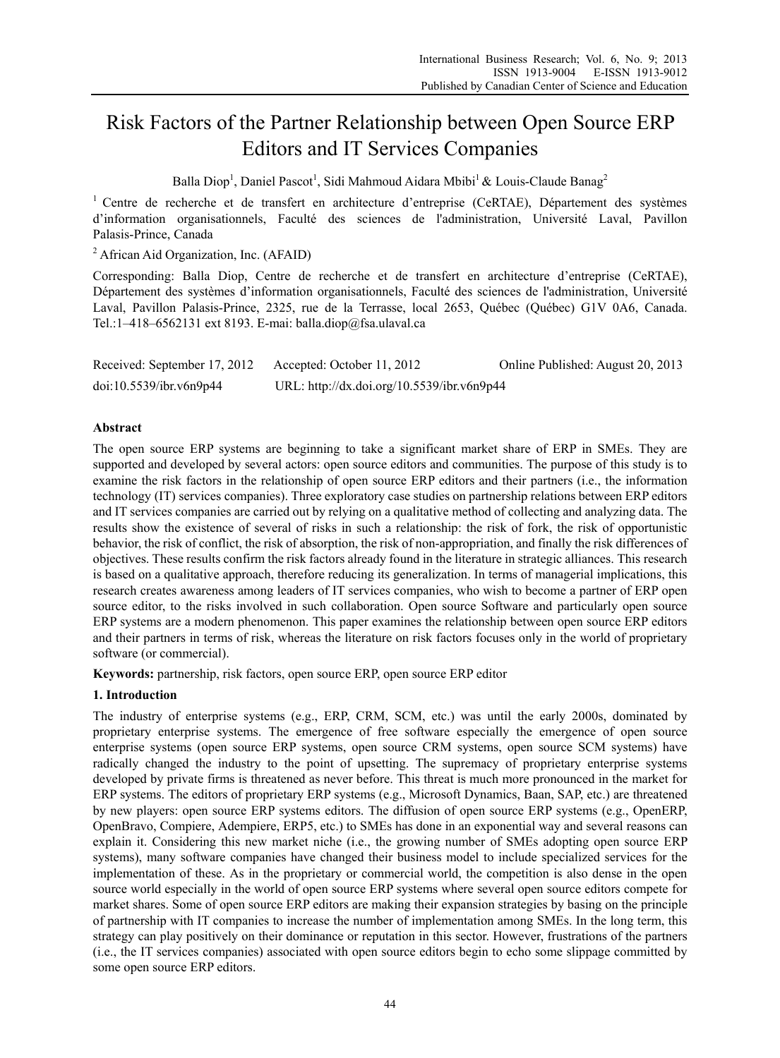# Risk Factors of the Partner Relationship between Open Source ERP Editors and IT Services Companies

Balla Diop[1], Daniel Pascot[1], Sidi Mahmoud Aidara Mbibi[1] & Louis-Claude Banag[2]

[1] Centre de recherche et de transfert en architecture d'entreprise (CeRTAE), Département des systèmes d'information organisationnels, Faculté des sciences de l'administration, Université Laval, Pavillon Palasis-Prince, Canada

[2] African Aid Organization, Inc. (AFAID)

Corresponding: Balla Diop, Centre de recherche et de transfert en architecture d'entreprise (CeRTAE), Département des systèmes d'information organisationnels, Faculté des sciences de l'administration, Université Laval, Pavillon Palasis-Prince, 2325, rue de la Terrasse, local 2653, Québec (Québec) G1V 0A6, Canada. Tel.:1–418–6562131 ext 8193. E-mai: balla.diop@fsa.ulaval.ca

Received: September 17, 2012 Accepted: October 11, 2012 Online Published: August 20, 2013

doi:10.5539/ibr.v6n9p44 URL: http://dx.doi.org/10.5539/ibr.v6n9p44

## Abstract

The open source ERP systems are beginning to take a significant market share of ERP in SMEs. They are supported and developed by several actors: open source editors and communities. The purpose of this study is to examine the risk factors in the relationship of open source ERP editors and their partners (i.e., the information technology (IT) services companies). Three exploratory case studies on partnership relations between ERP editors and IT services companies are carried out by relying on a qualitative method of collecting and analyzing data. The results show the existence of several of risks in such a relationship: the risk of fork, the risk of opportunistic behavior, the risk of conflict, the risk of absorption, the risk of non-appropriation, and finally the risk differences of objectives. These results confirm the risk factors already found in the literature in strategic alliances. This research is based on a qualitative approach, therefore reducing its generalization. In terms of managerial implications, this research creates awareness among leaders of IT services companies, who wish to become a partner of ERP open source editor, to the risks involved in such collaboration. Open source Software and particularly open source ERP systems are a modern phenomenon. This paper examines the relationship between open source ERP editors and their partners in terms of risk, whereas the literature on risk factors focuses only in the world of proprietary software (or commercial).

**Keywords:** partnership, risk factors, open source ERP, open source ERP editor

## 1. Introduction

The industry of enterprise systems (e.g., ERP, CRM, SCM, etc.) was until the early 2000s, dominated by proprietary enterprise systems. The emergence of free software especially the emergence of open source enterprise systems (open source ERP systems, open source CRM systems, open source SCM systems) have radically changed the industry to the point of upsetting. The supremacy of proprietary enterprise systems developed by private firms is threatened as never before. This threat is much more pronounced in the market for ERP systems. The editors of proprietary ERP systems (e.g., Microsoft Dynamics, Baan, SAP, etc.) are threatened by new players: open source ERP systems editors. The diffusion of open source ERP systems (e.g., OpenERP, OpenBravo, Compiere, Adempiere, ERP5, etc.) to SMEs has done in an exponential way and several reasons can explain it. Considering this new market niche (i.e., the growing number of SMEs adopting open source ERP systems), many software companies have changed their business model to include specialized services for the implementation of these. As in the proprietary or commercial world, the competition is also dense in the open source world especially in the world of open source ERP systems where several open source editors compete for market shares. Some of open source ERP editors are making their expansion strategies by basing on the principle of partnership with IT companies to increase the number of implementation among SMEs. In the long term, this strategy can play positively on their dominance or reputation in this sector. However, frustrations of the partners (i.e., the IT services companies) associated with open source editors begin to echo some slippage committed by some open source ERP editors.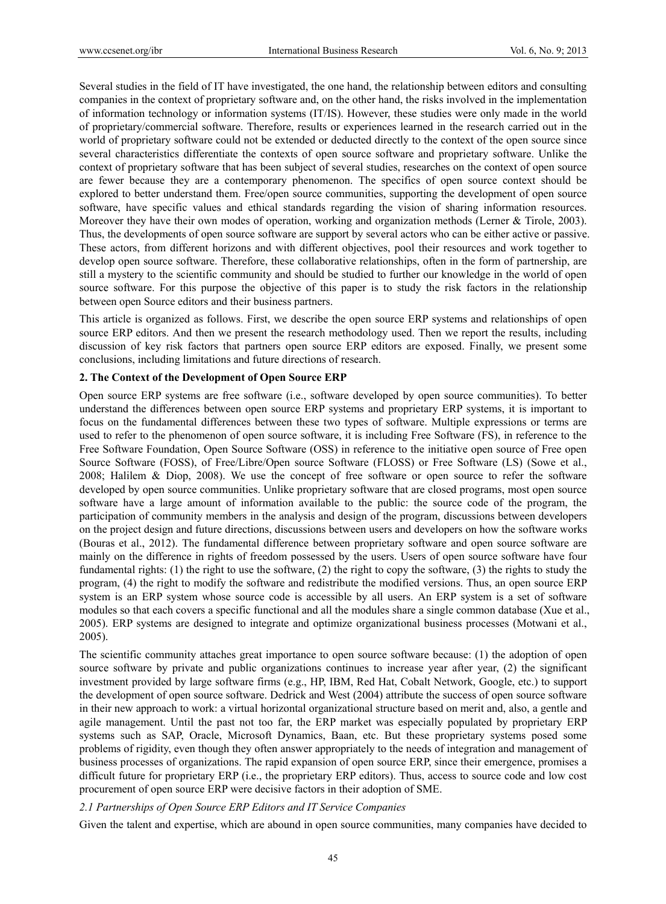Several studies in the field of IT have investigated, the one hand, the relationship between editors and consulting companies in the context of proprietary software and, on the other hand, the risks involved in the implementation of information technology or information systems (IT/IS). However, these studies were only made in the world of proprietary/commercial software. Therefore, results or experiences learned in the research carried out in the world of proprietary software could not be extended or deducted directly to the context of the open source since several characteristics differentiate the contexts of open source software and proprietary software. Unlike the context of proprietary software that has been subject of several studies, researches on the context of open source are fewer because they are a contemporary phenomenon. The specifics of open source context should be explored to better understand them. Free/open source communities, supporting the development of open source software, have specific values and ethical standards regarding the vision of sharing information resources. Moreover they have their own modes of operation, working and organization methods (Lerner & Tirole, 2003). Thus, the developments of open source software are support by several actors who can be either active or passive. These actors, from different horizons and with different objectives, pool their resources and work together to develop open source software. Therefore, these collaborative relationships, often in the form of partnership, are still a mystery to the scientific community and should be studied to further our knowledge in the world of open source software. For this purpose the objective of this paper is to study the risk factors in the relationship between open Source editors and their business partners.

This article is organized as follows. First, we describe the open source ERP systems and relationships of open source ERP editors. And then we present the research methodology used. Then we report the results, including discussion of key risk factors that partners open source ERP editors are exposed. Finally, we present some conclusions, including limitations and future directions of research.

## 2. The Context of the Development of Open Source ERP

Open source ERP systems are free software (i.e., software developed by open source communities). To better understand the differences between open source ERP systems and proprietary ERP systems, it is important to focus on the fundamental differences between these two types of software. Multiple expressions or terms are used to refer to the phenomenon of open source software, it is including Free Software (FS), in reference to the Free Software Foundation, Open Source Software (OSS) in reference to the initiative open source of Free open Source Software (FOSS), of Free/Libre/Open source Software (FLOSS) or Free Software (LS) (Sowe et al., 2008; Halilem & Diop, 2008). We use the concept of free software or open source to refer the software developed by open source communities. Unlike proprietary software that are closed programs, most open source software have a large amount of information available to the public: the source code of the program, the participation of community members in the analysis and design of the program, discussions between developers on the project design and future directions, discussions between users and developers on how the software works (Bouras et al., 2012). The fundamental difference between proprietary software and open source software are mainly on the difference in rights of freedom possessed by the users. Users of open source software have four fundamental rights: (1) the right to use the software, (2) the right to copy the software, (3) the rights to study the program, (4) the right to modify the software and redistribute the modified versions. Thus, an open source ERP system is an ERP system whose source code is accessible by all users. An ERP system is a set of software modules so that each covers a specific functional and all the modules share a single common database (Xue et al., 2005). ERP systems are designed to integrate and optimize organizational business processes (Motwani et al., 2005).

The scientific community attaches great importance to open source software because: (1) the adoption of open source software by private and public organizations continues to increase year after year, (2) the significant investment provided by large software firms (e.g., HP, IBM, Red Hat, Cobalt Network, Google, etc.) to support the development of open source software. Dedrick and West (2004) attribute the success of open source software in their new approach to work: a virtual horizontal organizational structure based on merit and, also, a gentle and agile management. Until the past not too far, the ERP market was especially populated by proprietary ERP systems such as SAP, Oracle, Microsoft Dynamics, Baan, etc. But these proprietary systems posed some problems of rigidity, even though they often answer appropriately to the needs of integration and management of business processes of organizations. The rapid expansion of open source ERP, since their emergence, promises a difficult future for proprietary ERP (i.e., the proprietary ERP editors). Thus, access to source code and low cost procurement of open source ERP were decisive factors in their adoption of SME.

### *2.1 Partnerships of Open Source ERP Editors and IT Service Companies*

Given the talent and expertise, which are abound in open source communities, many companies have decided to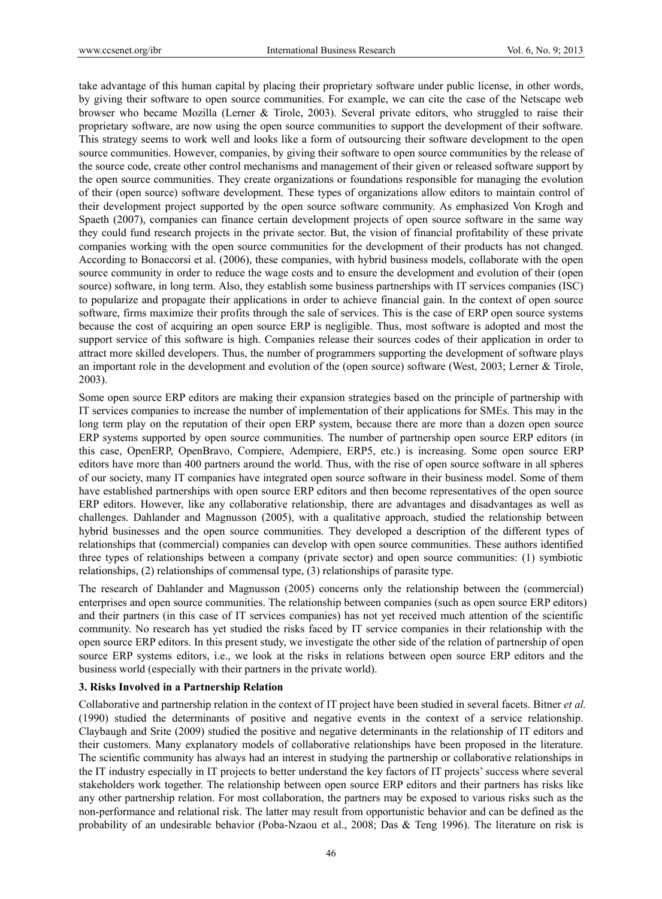take advantage of this human capital by placing their proprietary software under public license, in other words, by giving their software to open source communities. For example, we can cite the case of the Netscape web browser who became Mozilla (Lerner & Tirole, 2003). Several private editors, who struggled to raise their proprietary software, are now using the open source communities to support the development of their software. This strategy seems to work well and looks like a form of outsourcing their software development to the open source communities. However, companies, by giving their software to open source communities by the release of the source code, create other control mechanisms and management of their given or released software support by the open source communities. They create organizations or foundations responsible for managing the evolution of their (open source) software development. These types of organizations allow editors to maintain control of their development project supported by the open source software community. As emphasized Von Krogh and Spaeth (2007), companies can finance certain development projects of open source software in the same way they could fund research projects in the private sector. But, the vision of financial profitability of these private companies working with the open source communities for the development of their products has not changed. According to Bonaccorsi et al. (2006), these companies, with hybrid business models, collaborate with the open source community in order to reduce the wage costs and to ensure the development and evolution of their (open source) software, in long term. Also, they establish some business partnerships with IT services companies (ISC) to popularize and propagate their applications in order to achieve financial gain. In the context of open source software, firms maximize their profits through the sale of services. This is the case of ERP open source systems because the cost of acquiring an open source ERP is negligible. Thus, most software is adopted and most the support service of this software is high. Companies release their sources codes of their application in order to attract more skilled developers. Thus, the number of programmers supporting the development of software plays an important role in the development and evolution of the (open source) software (West, 2003; Lerner & Tirole, 2003).

Some open source ERP editors are making their expansion strategies based on the principle of partnership with IT services companies to increase the number of implementation of their applications for SMEs. This may in the long term play on the reputation of their open ERP system, because there are more than a dozen open source ERP systems supported by open source communities. The number of partnership open source ERP editors (in this case, OpenERP, OpenBravo, Compiere, Adempiere, ERP5, etc.) is increasing. Some open source ERP editors have more than 400 partners around the world. Thus, with the rise of open source software in all spheres of our society, many IT companies have integrated open source software in their business model. Some of them have established partnerships with open source ERP editors and then become representatives of the open source ERP editors. However, like any collaborative relationship, there are advantages and disadvantages as well as challenges. Dahlander and Magnusson (2005), with a qualitative approach, studied the relationship between hybrid businesses and the open source communities. They developed a description of the different types of relationships that (commercial) companies can develop with open source communities. These authors identified three types of relationships between a company (private sector) and open source communities: (1) symbiotic relationships, (2) relationships of commensal type, (3) relationships of parasite type.

The research of Dahlander and Magnusson (2005) concerns only the relationship between the (commercial) enterprises and open source communities. The relationship between companies (such as open source ERP editors) and their partners (in this case of IT services companies) has not yet received much attention of the scientific community. No research has yet studied the risks faced by IT service companies in their relationship with the open source ERP editors. In this present study, we investigate the other side of the relation of partnership of open source ERP systems editors, i.e., we look at the risks in relations between open source ERP editors and the business world (especially with their partners in the private world).

### 3. Risks Involved in a Partnership Relation

Collaborative and partnership relation in the context of IT project have been studied in several facets. Bitner *et al.* (1990) studied the determinants of positive and negative events in the context of a service relationship. Claybaugh and Srite (2009) studied the positive and negative determinants in the relationship of IT editors and their customers. Many explanatory models of collaborative relationships have been proposed in the literature. The scientific community has always had an interest in studying the partnership or collaborative relationships in the IT industry especially in IT projects to better understand the key factors of IT projects' success where several stakeholders work together. The relationship between open source ERP editors and their partners has risks like any other partnership relation. For most collaboration, the partners may be exposed to various risks such as the non-performance and relational risk. The latter may result from opportunistic behavior and can be defined as the probability of an undesirable behavior (Poba-Nzaou et al., 2008; Das & Teng 1996). The literature on risk is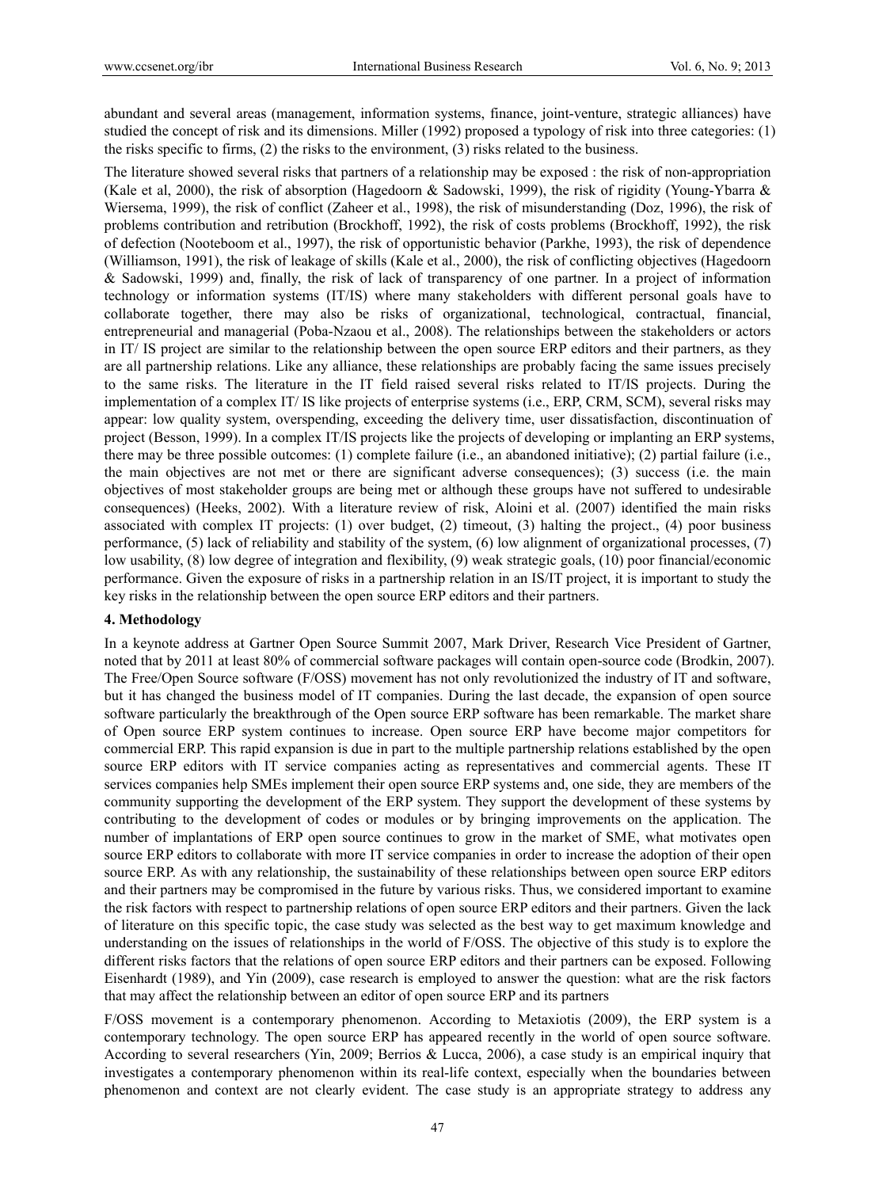abundant and several areas (management, information systems, finance, joint-venture, strategic alliances) have studied the concept of risk and its dimensions. Miller (1992) proposed a typology of risk into three categories: (1) the risks specific to firms, (2) the risks to the environment, (3) risks related to the business.

The literature showed several risks that partners of a relationship may be exposed : the risk of non-appropriation (Kale et al, 2000), the risk of absorption (Hagedoorn & Sadowski, 1999), the risk of rigidity (Young-Ybarra & Wiersema, 1999), the risk of conflict (Zaheer et al., 1998), the risk of misunderstanding (Doz, 1996), the risk of problems contribution and retribution (Brockhoff, 1992), the risk of costs problems (Brockhoff, 1992), the risk of defection (Nooteboom et al., 1997), the risk of opportunistic behavior (Parkhe, 1993), the risk of dependence (Williamson, 1991), the risk of leakage of skills (Kale et al., 2000), the risk of conflicting objectives (Hagedoorn & Sadowski, 1999) and, finally, the risk of lack of transparency of one partner. In a project of information technology or information systems (IT/IS) where many stakeholders with different personal goals have to collaborate together, there may also be risks of organizational, technological, contractual, financial, entrepreneurial and managerial (Poba-Nzaou et al., 2008). The relationships between the stakeholders or actors in IT/ IS project are similar to the relationship between the open source ERP editors and their partners, as they are all partnership relations. Like any alliance, these relationships are probably facing the same issues precisely to the same risks. The literature in the IT field raised several risks related to IT/IS projects. During the implementation of a complex IT/ IS like projects of enterprise systems (i.e., ERP, CRM, SCM), several risks may appear: low quality system, overspending, exceeding the delivery time, user dissatisfaction, discontinuation of project (Besson, 1999). In a complex IT/IS projects like the projects of developing or implanting an ERP systems, there may be three possible outcomes: (1) complete failure (i.e., an abandoned initiative); (2) partial failure (i.e., the main objectives are not met or there are significant adverse consequences); (3) success (i.e. the main objectives of most stakeholder groups are being met or although these groups have not suffered to undesirable consequences) (Heeks, 2002). With a literature review of risk, Aloini et al. (2007) identified the main risks associated with complex IT projects: (1) over budget, (2) timeout, (3) halting the project., (4) poor business performance, (5) lack of reliability and stability of the system, (6) low alignment of organizational processes, (7) low usability, (8) low degree of integration and flexibility, (9) weak strategic goals, (10) poor financial/economic performance. Given the exposure of risks in a partnership relation in an IS/IT project, it is important to study the key risks in the relationship between the open source ERP editors and their partners.

## 4. Methodology

In a keynote address at Gartner Open Source Summit 2007, Mark Driver, Research Vice President of Gartner, noted that by 2011 at least 80% of commercial software packages will contain open-source code (Brodkin, 2007). The Free/Open Source software (F/OSS) movement has not only revolutionized the industry of IT and software, but it has changed the business model of IT companies. During the last decade, the expansion of open source software particularly the breakthrough of the Open source ERP software has been remarkable. The market share of Open source ERP system continues to increase. Open source ERP have become major competitors for commercial ERP. This rapid expansion is due in part to the multiple partnership relations established by the open source ERP editors with IT service companies acting as representatives and commercial agents. These IT services companies help SMEs implement their open source ERP systems and, one side, they are members of the community supporting the development of the ERP system. They support the development of these systems by contributing to the development of codes or modules or by bringing improvements on the application. The number of implantations of ERP open source continues to grow in the market of SME, what motivates open source ERP editors to collaborate with more IT service companies in order to increase the adoption of their open source ERP. As with any relationship, the sustainability of these relationships between open source ERP editors and their partners may be compromised in the future by various risks. Thus, we considered important to examine the risk factors with respect to partnership relations of open source ERP editors and their partners. Given the lack of literature on this specific topic, the case study was selected as the best way to get maximum knowledge and understanding on the issues of relationships in the world of F/OSS. The objective of this study is to explore the different risks factors that the relations of open source ERP editors and their partners can be exposed. Following Eisenhardt (1989), and Yin (2009), case research is employed to answer the question: what are the risk factors that may affect the relationship between an editor of open source ERP and its partners

F/OSS movement is a contemporary phenomenon. According to Metaxiotis (2009), the ERP system is a contemporary technology. The open source ERP has appeared recently in the world of open source software. According to several researchers (Yin, 2009; Berrios & Lucca, 2006), a case study is an empirical inquiry that investigates a contemporary phenomenon within its real-life context, especially when the boundaries between phenomenon and context are not clearly evident. The case study is an appropriate strategy to address any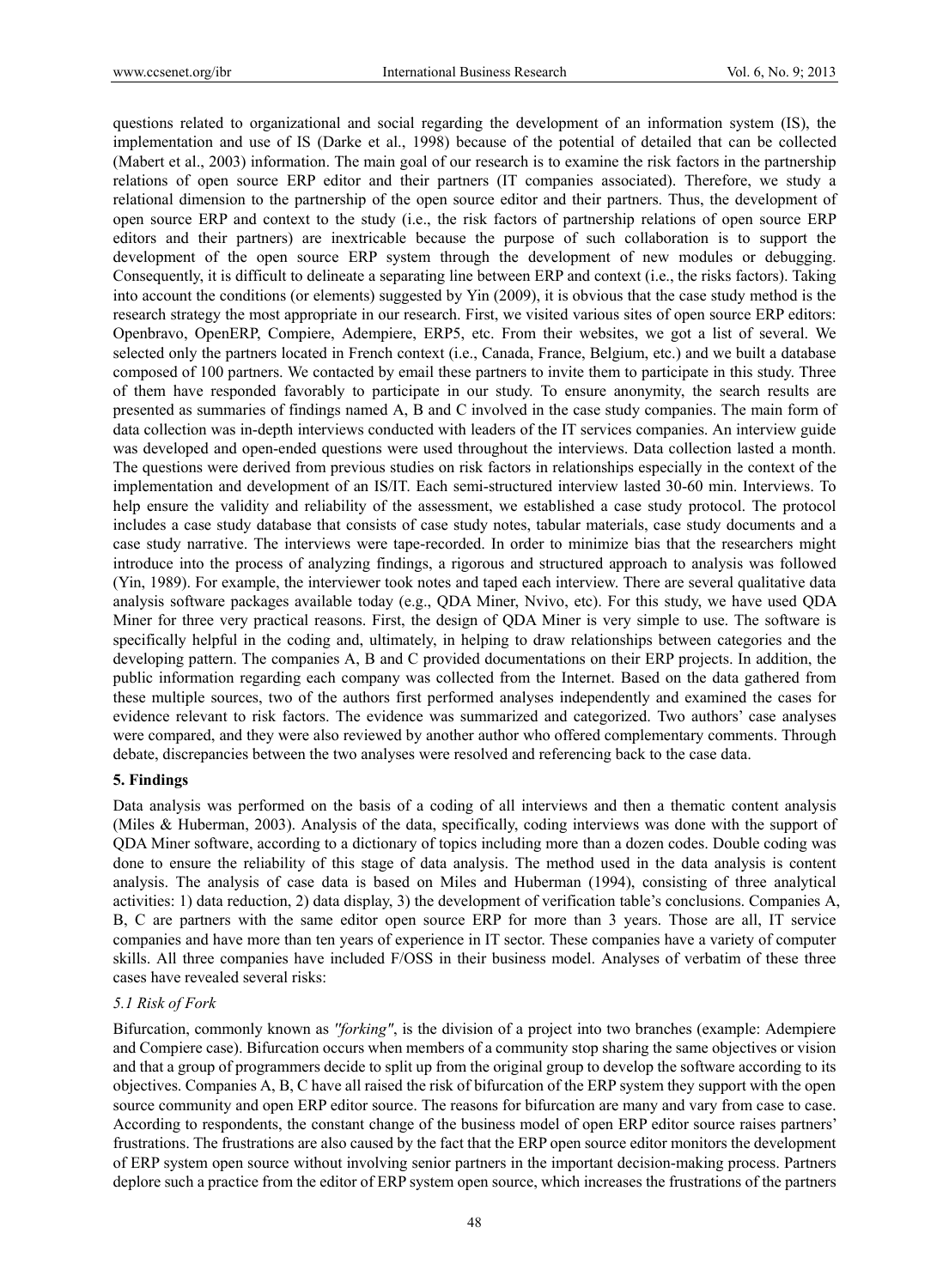questions related to organizational and social regarding the development of an information system (IS), the implementation and use of IS (Darke et al., 1998) because of the potential of detailed that can be collected (Mabert et al., 2003) information. The main goal of our research is to examine the risk factors in the partnership relations of open source ERP editor and their partners (IT companies associated). Therefore, we study a relational dimension to the partnership of the open source editor and their partners. Thus, the development of open source ERP and context to the study (i.e., the risk factors of partnership relations of open source ERP editors and their partners) are inextricable because the purpose of such collaboration is to support the development of the open source ERP system through the development of new modules or debugging. Consequently, it is difficult to delineate a separating line between ERP and context (i.e., the risks factors). Taking into account the conditions (or elements) suggested by Yin (2009), it is obvious that the case study method is the research strategy the most appropriate in our research. First, we visited various sites of open source ERP editors: Openbravo, OpenERP, Compiere, Adempiere, ERP5, etc. From their websites, we got a list of several. We selected only the partners located in French context (i.e., Canada, France, Belgium, etc.) and we built a database composed of 100 partners. We contacted by email these partners to invite them to participate in this study. Three of them have responded favorably to participate in our study. To ensure anonymity, the search results are presented as summaries of findings named A, B and C involved in the case study companies. The main form of data collection was in-depth interviews conducted with leaders of the IT services companies. An interview guide was developed and open-ended questions were used throughout the interviews. Data collection lasted a month. The questions were derived from previous studies on risk factors in relationships especially in the context of the implementation and development of an IS/IT. Each semi-structured interview lasted 30-60 min. Interviews. To help ensure the validity and reliability of the assessment, we established a case study protocol. The protocol includes a case study database that consists of case study notes, tabular materials, case study documents and a case study narrative. The interviews were tape-recorded. In order to minimize bias that the researchers might introduce into the process of analyzing findings, a rigorous and structured approach to analysis was followed (Yin, 1989). For example, the interviewer took notes and taped each interview. There are several qualitative data analysis software packages available today (e.g., QDA Miner, Nvivo, etc). For this study, we have used QDA Miner for three very practical reasons. First, the design of QDA Miner is very simple to use. The software is specifically helpful in the coding and, ultimately, in helping to draw relationships between categories and the developing pattern. The companies A, B and C provided documentations on their ERP projects. In addition, the public information regarding each company was collected from the Internet. Based on the data gathered from these multiple sources, two of the authors first performed analyses independently and examined the cases for evidence relevant to risk factors. The evidence was summarized and categorized. Two authors' case analyses were compared, and they were also reviewed by another author who offered complementary comments. Through debate, discrepancies between the two analyses were resolved and referencing back to the case data.

## 5. Findings

Data analysis was performed on the basis of a coding of all interviews and then a thematic content analysis (Miles & Huberman, 2003). Analysis of the data, specifically, coding interviews was done with the support of QDA Miner software, according to a dictionary of topics including more than a dozen codes. Double coding was done to ensure the reliability of this stage of data analysis. The method used in the data analysis is content analysis. The analysis of case data is based on Miles and Huberman (1994), consisting of three analytical activities: 1) data reduction, 2) data display, 3) the development of verification table's conclusions. Companies A, B, C are partners with the same editor open source ERP for more than 3 years. Those are all, IT service companies and have more than ten years of experience in IT sector. These companies have a variety of computer skills. All three companies have included F/OSS in their business model. Analyses of verbatim of these three cases have revealed several risks:

### *5.1 Risk of Fork*

Bifurcation, commonly known as *"forking"*, is the division of a project into two branches (example: Adempiere and Compiere case). Bifurcation occurs when members of a community stop sharing the same objectives or vision and that a group of programmers decide to split up from the original group to develop the software according to its objectives. Companies A, B, C have all raised the risk of bifurcation of the ERP system they support with the open source community and open ERP editor source. The reasons for bifurcation are many and vary from case to case. According to respondents, the constant change of the business model of open ERP editor source raises partners' frustrations. The frustrations are also caused by the fact that the ERP open source editor monitors the development of ERP system open source without involving senior partners in the important decision-making process. Partners deplore such a practice from the editor of ERP system open source, which increases the frustrations of the partners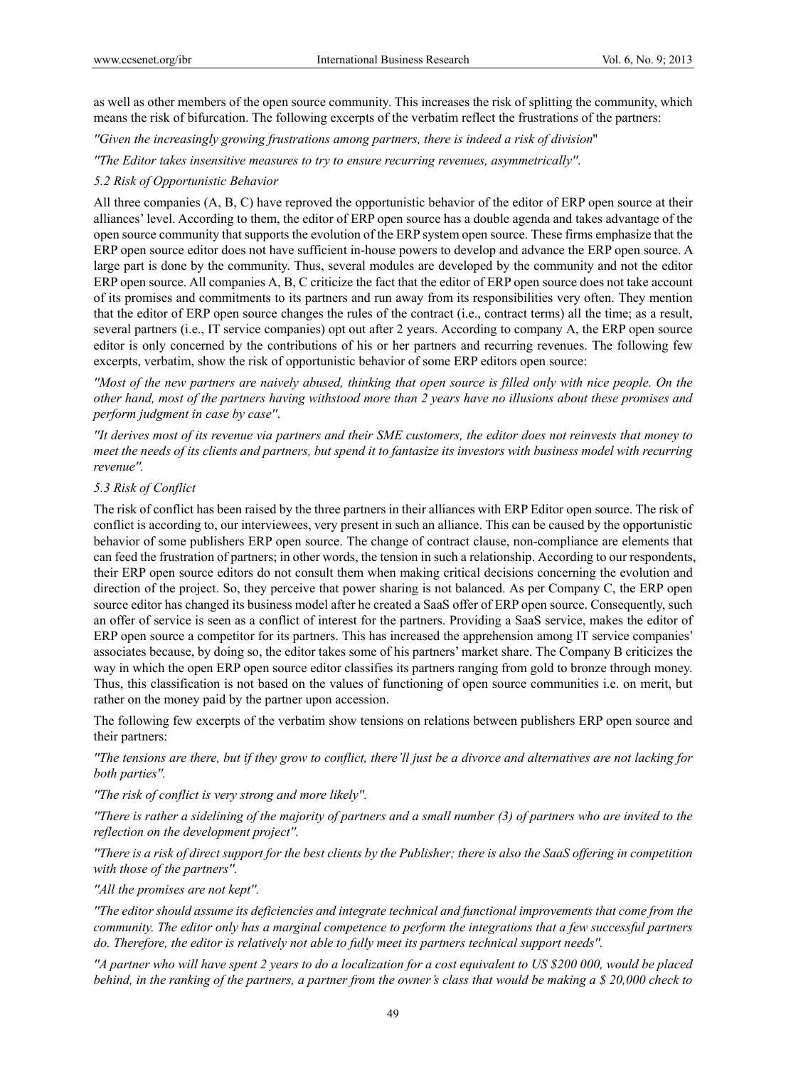as well as other members of the open source community. This increases the risk of splitting the community, which means the risk of bifurcation. The following excerpts of the verbatim reflect the frustrations of the partners:

*"Given the increasingly growing frustrations among partners, there is indeed a risk of division"*

*"The Editor takes insensitive measures to try to ensure recurring revenues, asymmetrically".*

### *5.2 Risk of Opportunistic Behavior*

All three companies (A, B, C) have reproved the opportunistic behavior of the editor of ERP open source at their alliances' level. According to them, the editor of ERP open source has a double agenda and takes advantage of the open source community that supports the evolution of the ERP system open source. These firms emphasize that the ERP open source editor does not have sufficient in-house powers to develop and advance the ERP open source. A large part is done by the community. Thus, several modules are developed by the community and not the editor ERP open source. All companies A, B, C criticize the fact that the editor of ERP open source does not take account of its promises and commitments to its partners and run away from its responsibilities very often. They mention that the editor of ERP open source changes the rules of the contract (i.e., contract terms) all the time; as a result, several partners (i.e., IT service companies) opt out after 2 years. According to company A, the ERP open source editor is only concerned by the contributions of his or her partners and recurring revenues. The following few excerpts, verbatim, show the risk of opportunistic behavior of some ERP editors open source:

*"Most of the new partners are naively abused, thinking that open source is filled only with nice people. On the other hand, most of the partners having withstood more than 2 years have no illusions about these promises and perform judgment in case by case".*

*"It derives most of its revenue via partners and their SME customers, the editor does not reinvests that money to meet the needs of its clients and partners, but spend it to fantasize its investors with business model with recurring revenue".*

### *5.3 Risk of Conflict*

The risk of conflict has been raised by the three partners in their alliances with ERP Editor open source. The risk of conflict is according to, our interviewees, very present in such an alliance. This can be caused by the opportunistic behavior of some publishers ERP open source. The change of contract clause, non-compliance are elements that can feed the frustration of partners; in other words, the tension in such a relationship. According to our respondents, their ERP open source editors do not consult them when making critical decisions concerning the evolution and direction of the project. So, they perceive that power sharing is not balanced. As per Company C, the ERP open source editor has changed its business model after he created a SaaS offer of ERP open source. Consequently, such an offer of service is seen as a conflict of interest for the partners. Providing a SaaS service, makes the editor of ERP open source a competitor for its partners. This has increased the apprehension among IT service companies' associates because, by doing so, the editor takes some of his partners' market share. The Company B criticizes the way in which the open ERP open source editor classifies its partners ranging from gold to bronze through money. Thus, this classification is not based on the values of functioning of open source communities i.e. on merit, but rather on the money paid by the partner upon accession.

The following few excerpts of the verbatim show tensions on relations between publishers ERP open source and their partners:

*"The tensions are there, but if they grow to conflict, there'll just be a divorce and alternatives are not lacking for both parties".*

*"The risk of conflict is very strong and more likely".*

*"There is rather a sidelining of the majority of partners and a small number (3) of partners who are invited to the reflection on the development project".*

*"There is a risk of direct support for the best clients by the Publisher; there is also the SaaS offering in competition with those of the partners".*

*"All the promises are not kept".*

*"The editor should assume its deficiencies and integrate technical and functional improvements that come from the community. The editor only has a marginal competence to perform the integrations that a few successful partners do. Therefore, the editor is relatively not able to fully meet its partners technical support needs".*

*"A partner who will have spent 2 years to do a localization for a cost equivalent to US $200 000, would be placed behind, in the ranking of the partners, a partner from the owner's class that would be making a $ 20,000 check to*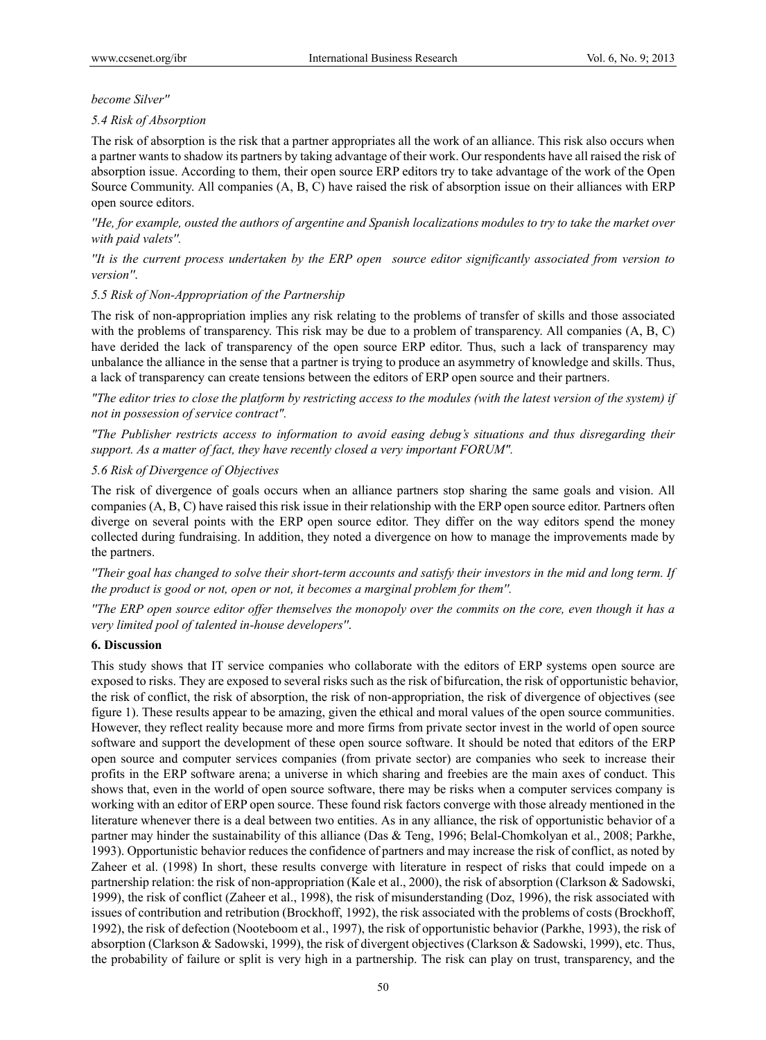*become Silver"*

### *5.4 Risk of Absorption*

The risk of absorption is the risk that a partner appropriates all the work of an alliance. This risk also occurs when a partner wants to shadow its partners by taking advantage of their work. Our respondents have all raised the risk of absorption issue. According to them, their open source ERP editors try to take advantage of the work of the Open Source Community. All companies (A, B, C) have raised the risk of absorption issue on their alliances with ERP open source editors.

*"He, for example, ousted the authors of argentine and Spanish localizations modules to try to take the market over with paid valets".*

*"It is the current process undertaken by the ERP open source editor significantly associated from version to version".*

### *5.5 Risk of Non-Appropriation of the Partnership*

The risk of non-appropriation implies any risk relating to the problems of transfer of skills and those associated with the problems of transparency. This risk may be due to a problem of transparency. All companies (A, B, C) have derided the lack of transparency of the open source ERP editor. Thus, such a lack of transparency may unbalance the alliance in the sense that a partner is trying to produce an asymmetry of knowledge and skills. Thus, a lack of transparency can create tensions between the editors of ERP open source and their partners.

*"The editor tries to close the platform by restricting access to the modules (with the latest version of the system) if not in possession of service contract".*

*"The Publisher restricts access to information to avoid easing debug's situations and thus disregarding their support. As a matter of fact, they have recently closed a very important FORUM".*

### *5.6 Risk of Divergence of Objectives*

The risk of divergence of goals occurs when an alliance partners stop sharing the same goals and vision. All companies (A, B, C) have raised this risk issue in their relationship with the ERP open source editor. Partners often diverge on several points with the ERP open source editor. They differ on the way editors spend the money collected during fundraising. In addition, they noted a divergence on how to manage the improvements made by the partners.

*"Their goal has changed to solve their short-term accounts and satisfy their investors in the mid and long term. If the product is good or not, open or not, it becomes a marginal problem for them".*

*"The ERP open source editor offer themselves the monopoly over the commits on the core, even though it has a very limited pool of talented in-house developers".*

## 6. Discussion

This study shows that IT service companies who collaborate with the editors of ERP systems open source are exposed to risks. They are exposed to several risks such as the risk of bifurcation, the risk of opportunistic behavior, the risk of conflict, the risk of absorption, the risk of non-appropriation, the risk of divergence of objectives (see figure 1). These results appear to be amazing, given the ethical and moral values of the open source communities. However, they reflect reality because more and more firms from private sector invest in the world of open source software and support the development of these open source software. It should be noted that editors of the ERP open source and computer services companies (from private sector) are companies who seek to increase their profits in the ERP software arena; a universe in which sharing and freebies are the main axes of conduct. This shows that, even in the world of open source software, there may be risks when a computer services company is working with an editor of ERP open source. These found risk factors converge with those already mentioned in the literature whenever there is a deal between two entities. As in any alliance, the risk of opportunistic behavior of a partner may hinder the sustainability of this alliance (Das & Teng, 1996; Belal-Chomkolyan et al., 2008; Parkhe, 1993). Opportunistic behavior reduces the confidence of partners and may increase the risk of conflict, as noted by Zaheer et al. (1998) In short, these results converge with literature in respect of risks that could impede on a partnership relation: the risk of non-appropriation (Kale et al., 2000), the risk of absorption (Clarkson & Sadowski, 1999), the risk of conflict (Zaheer et al., 1998), the risk of misunderstanding (Doz, 1996), the risk associated with issues of contribution and retribution (Brockhoff, 1992), the risk associated with the problems of costs (Brockhoff, 1992), the risk of defection (Nooteboom et al., 1997), the risk of opportunistic behavior (Parkhe, 1993), the risk of absorption (Clarkson & Sadowski, 1999), the risk of divergent objectives (Clarkson & Sadowski, 1999), etc. Thus, the probability of failure or split is very high in a partnership. The risk can play on trust, transparency, and the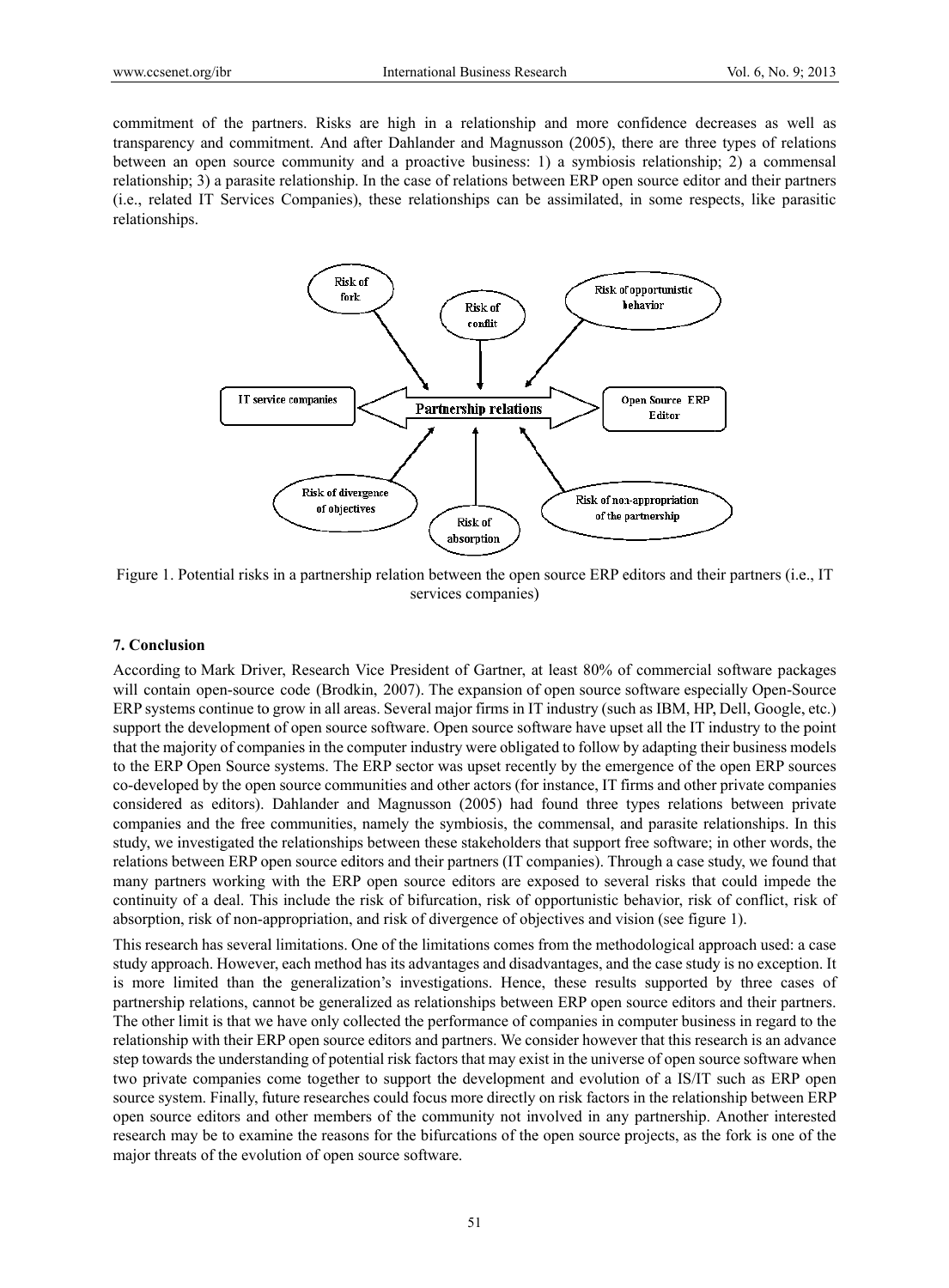commitment of the partners. Risks are high in a relationship and more confidence decreases as well as transparency and commitment. And after Dahlander and Magnusson (2005), there are three types of relations between an open source community and a proactive business: 1) a symbiosis relationship; 2) a commensal relationship; 3) a parasite relationship. In the case of relations between ERP open source editor and their partners (i.e., related IT Services Companies), these relationships can be assimilated, in some respects, like parasitic relationships.

Risk of fork

Risk of conflit

Risk of opportunistic behavior

IT service companies

Partnership relations

Open Source ERP Editor

Risk of divergence of objectives

Risk of absorption

Risk of non-appropriation of the partnership

Figure 1. Potential risks in a partnership relation between the open source ERP editors and their partners (i.e., IT services companies)

## 7. Conclusion

According to Mark Driver, Research Vice President of Gartner, at least 80% of commercial software packages will contain open-source code (Brodkin, 2007). The expansion of open source software especially Open-Source ERP systems continue to grow in all areas. Several major firms in IT industry (such as IBM, HP, Dell, Google, etc.) support the development of open source software. Open source software have upset all the IT industry to the point that the majority of companies in the computer industry were obligated to follow by adapting their business models to the ERP Open Source systems. The ERP sector was upset recently by the emergence of the open ERP sources co-developed by the open source communities and other actors (for instance, IT firms and other private companies considered as editors). Dahlander and Magnusson (2005) had found three types relations between private companies and the free communities, namely the symbiosis, the commensal, and parasite relationships. In this study, we investigated the relationships between these stakeholders that support free software; in other words, the relations between ERP open source editors and their partners (IT companies). Through a case study, we found that many partners working with the ERP open source editors are exposed to several risks that could impede the continuity of a deal. This include the risk of bifurcation, risk of opportunistic behavior, risk of conflict, risk of absorption, risk of non-appropriation, and risk of divergence of objectives and vision (see figure 1).

This research has several limitations. One of the limitations comes from the methodological approach used: a case study approach. However, each method has its advantages and disadvantages, and the case study is no exception. It is more limited than the generalization's investigations. Hence, these results supported by three cases of partnership relations, cannot be generalized as relationships between ERP open source editors and their partners. The other limit is that we have only collected the performance of companies in computer business in regard to the relationship with their ERP open source editors and partners. We consider however that this research is an advance step towards the understanding of potential risk factors that may exist in the universe of open source software when two private companies come together to support the development and evolution of a IS/IT such as ERP open source system. Finally, future researches could focus more directly on risk factors in the relationship between ERP open source editors and other members of the community not involved in any partnership. Another interested research may be to examine the reasons for the bifurcations of the open source projects, as the fork is one of the major threats of the evolution of open source software.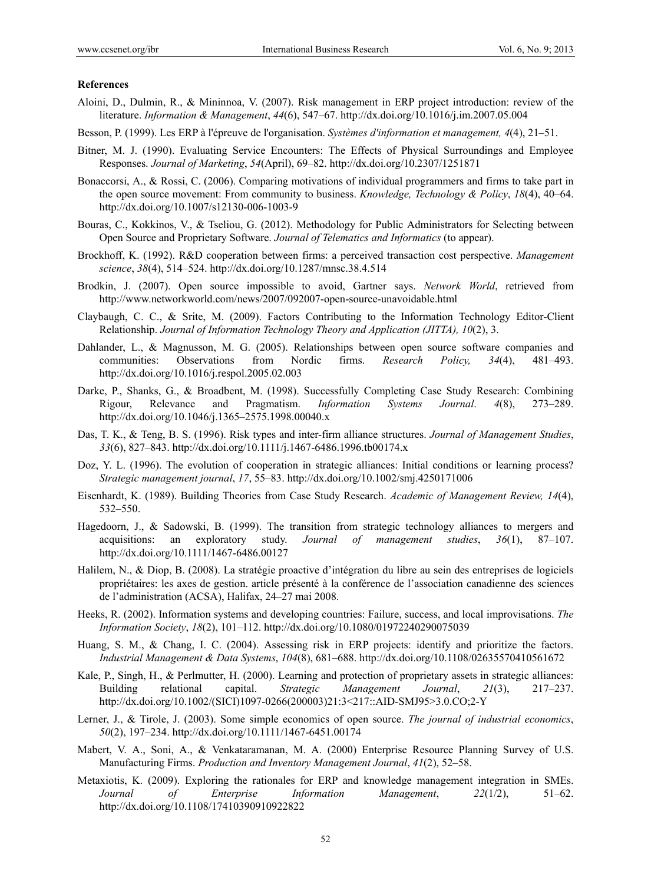**References**

Aloini, D., Dulmin, R., & Mininnoa, V. (2007). Risk management in ERP project introduction: review of the literature. *Information & Management*, *44*(6), 547–67. http://dx.doi.org/10.1016/j.im.2007.05.004

Besson, P. (1999). Les ERP à l'épreuve de l'organisation. *Systèmes d'information et management, 4*(4), 21–51.

Bitner, M. J. (1990). Evaluating Service Encounters: The Effects of Physical Surroundings and Employee Responses. *Journal of Marketing*, *54*(April), 69–82. http://dx.doi.org/10.2307/1251871

Bonaccorsi, A., & Rossi, C. (2006). Comparing motivations of individual programmers and firms to take part in the open source movement: From community to business. *Knowledge, Technology & Policy*, *18*(4), 40–64. http://dx.doi.org/10.1007/s12130-006-1003-9

Bouras, C., Kokkinos, V., & Tseliou, G. (2012). Methodology for Public Administrators for Selecting between Open Source and Proprietary Software. *Journal of Telematics and Informatics* (to appear).

Brockhoff, K. (1992). R&D cooperation between firms: a perceived transaction cost perspective. *Management science*, *38*(4), 514–524. http://dx.doi.org/10.1287/mnsc.38.4.514

Brodkin, J. (2007). Open source impossible to avoid, Gartner says. *Network World*, retrieved from http://www.networkworld.com/news/2007/092007-open-source-unavoidable.html

Claybaugh, C. C., & Srite, M. (2009). Factors Contributing to the Information Technology Editor-Client Relationship. *Journal of Information Technology Theory and Application (JITTA), 10*(2), 3.

Dahlander, L., & Magnusson, M. G. (2005). Relationships between open source software companies and communities: Observations from Nordic firms. *Research Policy, 34*(4), 481–493. http://dx.doi.org/10.1016/j.respol.2005.02.003

Darke, P., Shanks, G., & Broadbent, M. (1998). Successfully Completing Case Study Research: Combining Rigour, Relevance and Pragmatism. *Information Systems Journal*. *4*(8), 273–289. http://dx.doi.org/10.1046/j.1365–2575.1998.00040.x

Das, T. K., & Teng, B. S. (1996). Risk types and inter-firm alliance structures. *Journal of Management Studies*, *33*(6), 827–843. http://dx.doi.org/10.1111/j.1467-6486.1996.tb00174.x

Doz, Y. L. (1996). The evolution of cooperation in strategic alliances: Initial conditions or learning process? *Strategic management journal*, *17*, 55–83. http://dx.doi.org/10.1002/smj.4250171006

Eisenhardt, K. (1989). Building Theories from Case Study Research. *Academic of Management Review, 14*(4), 532–550.

Hagedoorn, J., & Sadowski, B. (1999). The transition from strategic technology alliances to mergers and acquisitions: an exploratory study. *Journal of management studies*, *36*(1), 87–107. http://dx.doi.org/10.1111/1467-6486.00127

Halilem, N., & Diop, B. (2008). La stratégie proactive d'intégration du libre au sein des entreprises de logiciels propriétaires: les axes de gestion. article présenté à la conférence de l'association canadienne des sciences de l'administration (ACSA), Halifax, 24–27 mai 2008.

Heeks, R. (2002). Information systems and developing countries: Failure, success, and local improvisations. *The Information Society*, *18*(2), 101–112. http://dx.doi.org/10.1080/01972240290075039

Huang, S. M., & Chang, I. C. (2004). Assessing risk in ERP projects: identify and prioritize the factors. *Industrial Management & Data Systems*, *104*(8), 681–688. http://dx.doi.org/10.1108/02635570410561672

Kale, P., Singh, H., & Perlmutter, H. (2000). Learning and protection of proprietary assets in strategic alliances: Building relational capital. *Strategic Management Journal*, *21*(3), 217–237. http://dx.doi.org/10.1002/(SICI)1097-0266(200003)21:3<217::AID-SMJ95>3.0.CO;2-Y

Lerner, J., & Tirole, J. (2003). Some simple economics of open source. *The journal of industrial economics*, *50*(2), 197–234. http://dx.doi.org/10.1111/1467-6451.00174

Mabert, V. A., Soni, A., & Venkataramanan, M. A. (2000) Enterprise Resource Planning Survey of U.S. Manufacturing Firms. *Production and Inventory Management Journal*, *41*(2), 52–58.

Metaxiotis, K. (2009). Exploring the rationales for ERP and knowledge management integration in SMEs. *Journal of Enterprise Information Management*, *22*(1/2), 51–62. http://dx.doi.org/10.1108/17410390910922822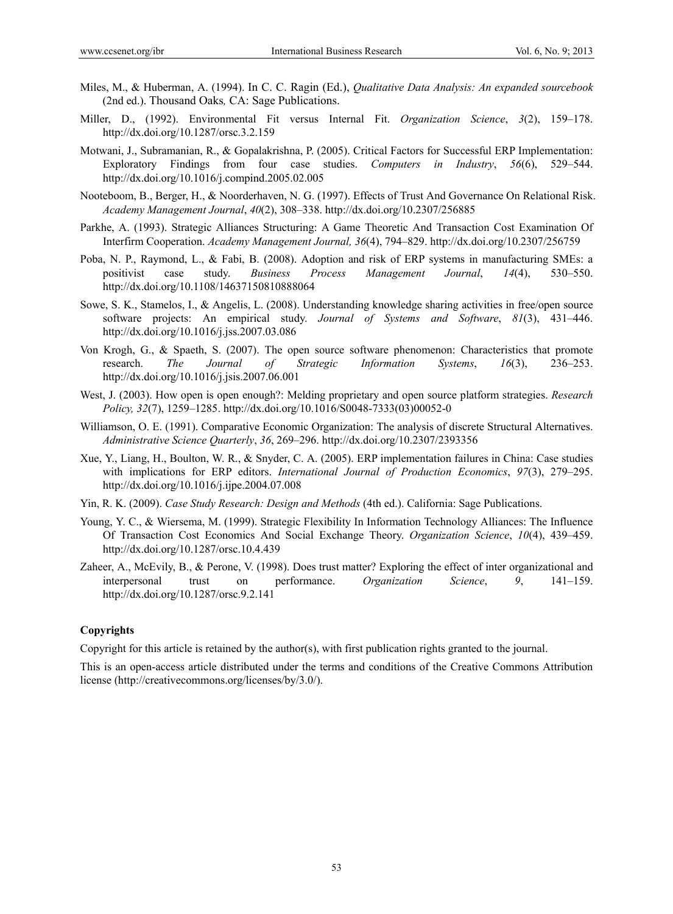Miles, M., & Huberman, A. (1994). In C. C. Ragin (Ed.), *Qualitative Data Analysis: An expanded sourcebook* (2nd ed.). Thousand Oaks*,* CA: Sage Publications.

Miller, D., (1992). Environmental Fit versus Internal Fit. *Organization Science*, *3*(2), 159–178. http://dx.doi.org/10.1287/orsc.3.2.159

Motwani, J., Subramanian, R., & Gopalakrishna, P. (2005). Critical Factors for Successful ERP Implementation: Exploratory Findings from four case studies. *Computers in Industry*, *56*(6), 529–544. http://dx.doi.org/10.1016/j.compind.2005.02.005

Nooteboom, B., Berger, H., & Noorderhaven, N. G. (1997). Effects of Trust And Governance On Relational Risk. *Academy Management Journal*, *40*(2), 308–338. http://dx.doi.org/10.2307/256885

Parkhe, A. (1993). Strategic Alliances Structuring: A Game Theoretic And Transaction Cost Examination Of Interfirm Cooperation. *Academy Management Journal, 36*(4), 794–829. http://dx.doi.org/10.2307/256759

Poba, N. P., Raymond, L., & Fabi, B. (2008). Adoption and risk of ERP systems in manufacturing SMEs: a positivist case study. *Business Process Management Journal*, *14*(4), 530–550. http://dx.doi.org/10.1108/14637150810888064

Sowe, S. K., Stamelos, I., & Angelis, L. (2008). Understanding knowledge sharing activities in free/open source software projects: An empirical study. *Journal of Systems and Software*, *81*(3), 431–446. http://dx.doi.org/10.1016/j.jss.2007.03.086

Von Krogh, G., & Spaeth, S. (2007). The open source software phenomenon: Characteristics that promote research. *The Journal of Strategic Information Systems*, *16*(3), 236–253. http://dx.doi.org/10.1016/j.jsis.2007.06.001

West, J. (2003). How open is open enough?: Melding proprietary and open source platform strategies. *Research Policy, 32*(7), 1259–1285. http://dx.doi.org/10.1016/S0048-7333(03)00052-0

Williamson, O. E. (1991). Comparative Economic Organization: The analysis of discrete Structural Alternatives. *Administrative Science Quarterly*, *36*, 269–296. http://dx.doi.org/10.2307/2393356

Xue, Y., Liang, H., Boulton, W. R., & Snyder, C. A. (2005). ERP implementation failures in China: Case studies with implications for ERP editors. *International Journal of Production Economics*, *97*(3), 279–295. http://dx.doi.org/10.1016/j.ijpe.2004.07.008

Yin, R. K. (2009). *Case Study Research: Design and Methods* (4th ed.). California: Sage Publications.

Young, Y. C., & Wiersema, M. (1999). Strategic Flexibility In Information Technology Alliances: The Influence Of Transaction Cost Economics And Social Exchange Theory. *Organization Science*, *10*(4), 439–459. http://dx.doi.org/10.1287/orsc.10.4.439

Zaheer, A., McEvily, B., & Perone, V. (1998). Does trust matter? Exploring the effect of inter organizational and interpersonal trust on performance. *Organization Science*, *9*, 141–159. http://dx.doi.org/10.1287/orsc.9.2.141

**Copyrights**

Copyright for this article is retained by the author(s), with first publication rights granted to the journal.

This is an open-access article distributed under the terms and conditions of the Creative Commons Attribution license (http://creativecommons.org/licenses/by/3.0/).